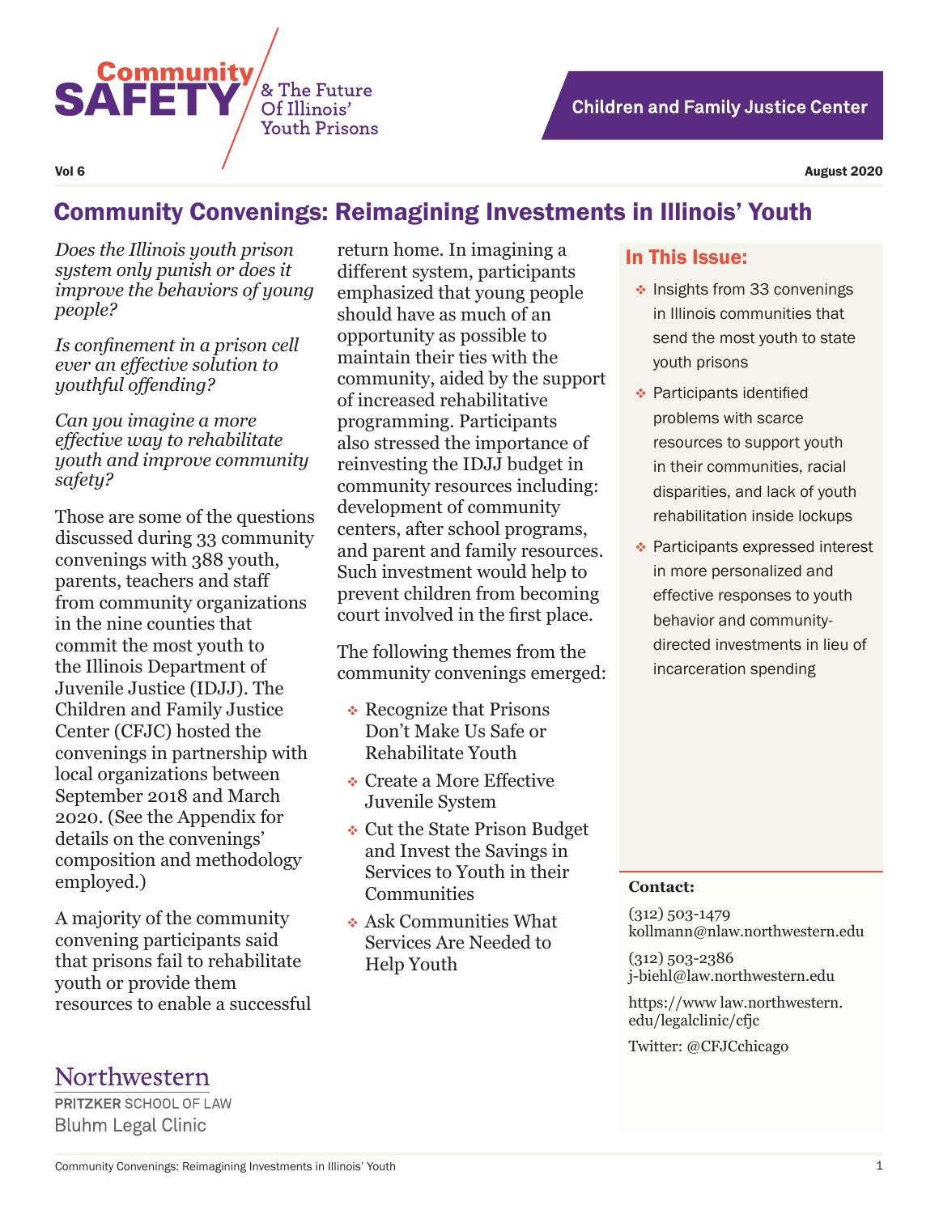Community SAFETY & The Future Of Illinois' Youth Prisons

**Children and Family Justice Center**

Vol 6 | August 2020

# Community Convenings: Reimagining Investments in Illinois' Youth

*Does the Illinois youth prison system only punish or does it improve the behaviors of young people?*

*Is confinement in a prison cell ever an effective solution to youthful offending?*

*Can you imagine a more effective way to rehabilitate youth and improve community safety?*

Those are some of the questions discussed during 33 community convenings with 388 youth, parents, teachers and staff from community organizations in the nine counties that commit the most youth to the Illinois Department of Juvenile Justice (IDJJ). The Children and Family Justice Center (CFJC) hosted the convenings in partnership with local organizations between September 2018 and March 2020. (See the Appendix for details on the convenings' composition and methodology employed.)

A majority of the community convening participants said that prisons fail to rehabilitate youth or provide them resources to enable a successful return home. In imagining a different system, participants emphasized that young people should have as much of an opportunity as possible to maintain their ties with the community, aided by the support of increased rehabilitative programming. Participants also stressed the importance of reinvesting the IDJJ budget in community resources including: development of community centers, after school programs, and parent and family resources. Such investment would help to prevent children from becoming court involved in the first place.

The following themes from the community convenings emerged:

- Recognize that Prisons Don't Make Us Safe or Rehabilitate Youth
- Create a More Effective Juvenile System
- Cut the State Prison Budget and Invest the Savings in Services to Youth in their Communities
- Ask Communities What Services Are Needed to Help Youth

## In This Issue:

- Insights from 33 convenings in Illinois communities that send the most youth to state youth prisons
- Participants identified problems with scarce resources to support youth in their communities, racial disparities, and lack of youth rehabilitation inside lockups
- Participants expressed interest in more personalized and effective responses to youth behavior and community-directed investments in lieu of incarceration spending

**Contact:**

(312) 503-1479
kollmann@nlaw.northwestern.edu

(312) 503-2386
j-biehl@law.northwestern.edu

https://www law.northwestern.edu/legalclinic/cfjc

Twitter: @CFJCchicago

Northwestern
PRITZKER SCHOOL OF LAW
Bluhm Legal Clinic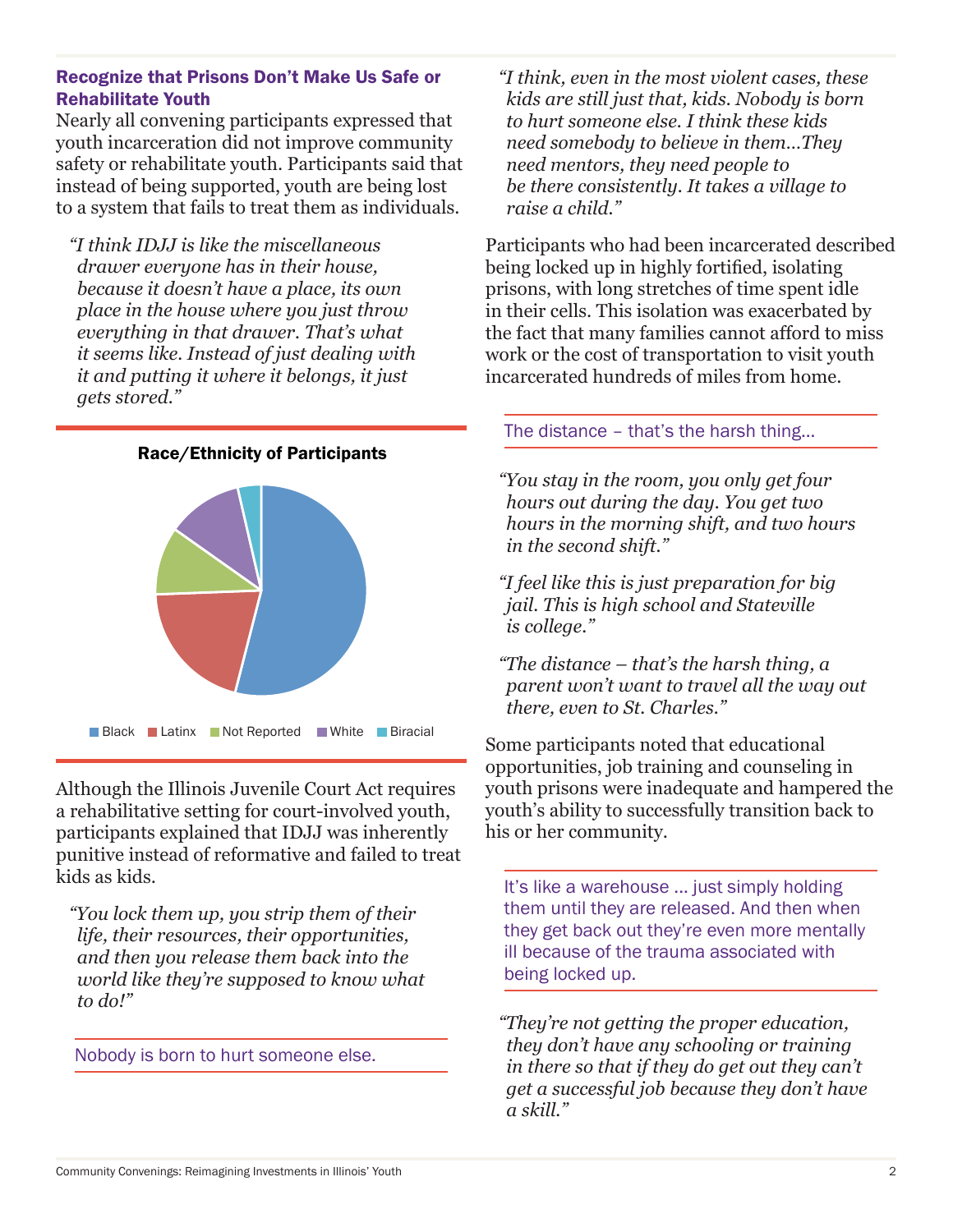### Recognize that Prisons Don't Make Us Safe or Rehabilitate Youth

Nearly all convening participants expressed that youth incarceration did not improve community safety or rehabilitate youth. Participants said that instead of being supported, youth are being lost to a system that fails to treat them as individuals.

> *"I think IDJJ is like the miscellaneous drawer everyone has in their house, because it doesn't have a place, its own place in the house where you just throw everything in that drawer. That's what it seems like. Instead of just dealing with it and putting it where it belongs, it just gets stored."*

**Race/Ethnicity of Participants**

Black | Latinx | Not Reported | White | Biracial

Although the Illinois Juvenile Court Act requires a rehabilitative setting for court-involved youth, participants explained that IDJJ was inherently punitive instead of reformative and failed to treat kids as kids.

> *"You lock them up, you strip them of their life, their resources, their opportunities, and then you release them back into the world like they're supposed to know what to do!"*

Nobody is born to hurt someone else.

> *"I think, even in the most violent cases, these kids are still just that, kids. Nobody is born to hurt someone else. I think these kids need somebody to believe in them…They need mentors, they need people to be there consistently. It takes a village to raise a child."*

Participants who had been incarcerated described being locked up in highly fortified, isolating prisons, with long stretches of time spent idle in their cells. This isolation was exacerbated by the fact that many families cannot afford to miss work or the cost of transportation to visit youth incarcerated hundreds of miles from home.

The distance – that's the harsh thing…

> *"You stay in the room, you only get four hours out during the day. You get two hours in the morning shift, and two hours in the second shift."*

> *"I feel like this is just preparation for big jail. This is high school and Stateville is college."*

> *"The distance – that's the harsh thing, a parent won't want to travel all the way out there, even to St. Charles."*

Some participants noted that educational opportunities, job training and counseling in youth prisons were inadequate and hampered the youth's ability to successfully transition back to his or her community.

It's like a warehouse … just simply holding them until they are released. And then when they get back out they're even more mentally ill because of the trauma associated with being locked up.

> *"They're not getting the proper education, they don't have any schooling or training in there so that if they do get out they can't get a successful job because they don't have a skill."*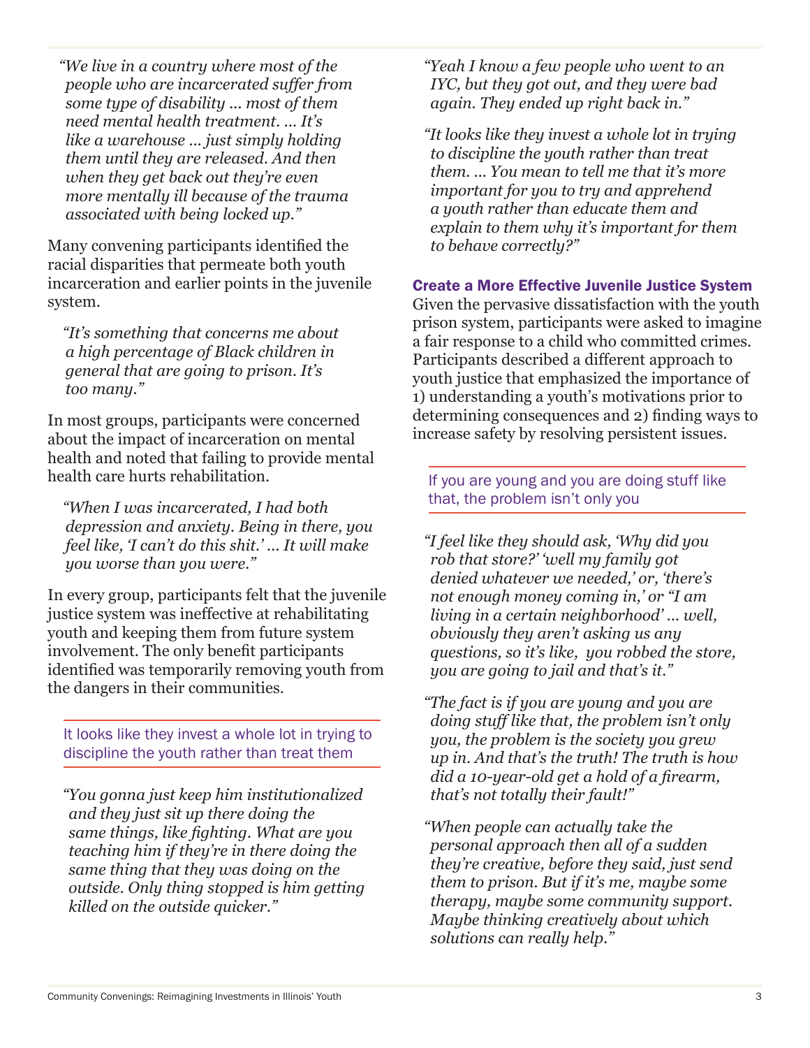*"We live in a country where most of the people who are incarcerated suffer from some type of disability ... most of them need mental health treatment. ... It's like a warehouse ... just simply holding them until they are released. And then when they get back out they're even more mentally ill because of the trauma associated with being locked up."*

Many convening participants identified the racial disparities that permeate both youth incarceration and earlier points in the juvenile system.

*"It's something that concerns me about a high percentage of Black children in general that are going to prison. It's too many."*

In most groups, participants were concerned about the impact of incarceration on mental health and noted that failing to provide mental health care hurts rehabilitation.

*"When I was incarcerated, I had both depression and anxiety. Being in there, you feel like, 'I can't do this shit.' ... It will make you worse than you were."*

In every group, participants felt that the juvenile justice system was ineffective at rehabilitating youth and keeping them from future system involvement. The only benefit participants identified was temporarily removing youth from the dangers in their communities.

> It looks like they invest a whole lot in trying to discipline the youth rather than treat them

*"You gonna just keep him institutionalized and they just sit up there doing the same things, like fighting. What are you teaching him if they're in there doing the same thing that they was doing on the outside. Only thing stopped is him getting killed on the outside quicker."*

*"Yeah I know a few people who went to an IYC, but they got out, and they were bad again. They ended up right back in."*

*"It looks like they invest a whole lot in trying to discipline the youth rather than treat them. ... You mean to tell me that it's more important for you to try and apprehend a youth rather than educate them and explain to them why it's important for them to behave correctly?"*

### Create a More Effective Juvenile Justice System

Given the pervasive dissatisfaction with the youth prison system, participants were asked to imagine a fair response to a child who committed crimes. Participants described a different approach to youth justice that emphasized the importance of 1) understanding a youth's motivations prior to determining consequences and 2) finding ways to increase safety by resolving persistent issues.

> If you are young and you are doing stuff like that, the problem isn't only you

*"I feel like they should ask, 'Why did you rob that store?' 'well my family got denied whatever we needed,' or, 'there's not enough money coming in,' or "I am living in a certain neighborhood' ... well, obviously they aren't asking us any questions, so it's like, you robbed the store, you are going to jail and that's it."*

*"The fact is if you are young and you are doing stuff like that, the problem isn't only you, the problem is the society you grew up in. And that's the truth! The truth is how did a 10-year-old get a hold of a firearm, that's not totally their fault!"*

*"When people can actually take the personal approach then all of a sudden they're creative, before they said, just send them to prison. But if it's me, maybe some therapy, maybe some community support. Maybe thinking creatively about which solutions can really help."*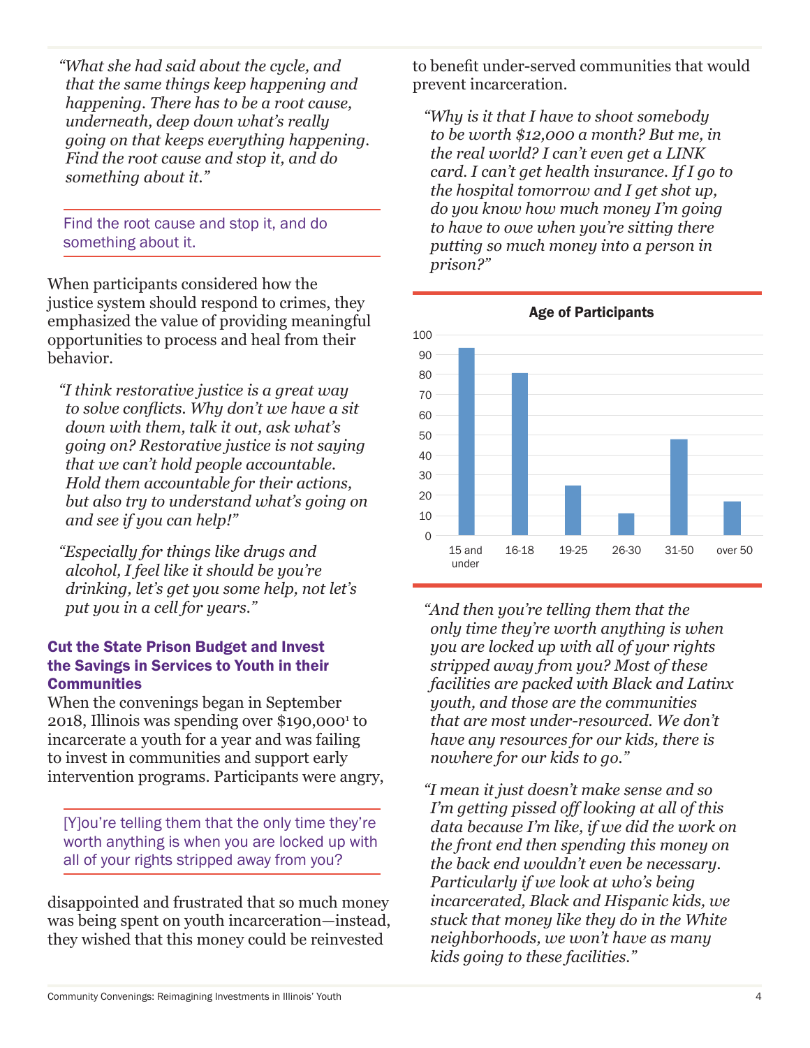*"What she had said about the cycle, and that the same things keep happening and happening. There has to be a root cause, underneath, deep down what's really going on that keeps everything happening. Find the root cause and stop it, and do something about it."*

Find the root cause and stop it, and do something about it.

When participants considered how the justice system should respond to crimes, they emphasized the value of providing meaningful opportunities to process and heal from their behavior.

*"I think restorative justice is a great way to solve conflicts. Why don't we have a sit down with them, talk it out, ask what's going on? Restorative justice is not saying that we can't hold people accountable. Hold them accountable for their actions, but also try to understand what's going on and see if you can help!"*

*"Especially for things like drugs and alcohol, I feel like it should be you're drinking, let's get you some help, not let's put you in a cell for years."*

### Cut the State Prison Budget and Invest the Savings in Services to Youth in their Communities

When the convenings began in September 2018, Illinois was spending over $190,000[1] to incarcerate a youth for a year and was failing to invest in communities and support early intervention programs. Participants were angry, disappointed and frustrated that so much money was being spent on youth incarceration—instead, they wished that this money could be reinvested to benefit under-served communities that would prevent incarceration.

[Y]ou're telling them that the only time they're worth anything is when you are locked up with all of your rights stripped away from you?

*"Why is it that I have to shoot somebody to be worth $12,000 a month? But me, in the real world? I can't even get a LINK card. I can't get health insurance. If I go to the hospital tomorrow and I get shot up, do you know how much money I'm going to have to owe when you're sitting there putting so much money into a person in prison?"*

**Age of Participants**

| Age | Participants |
|---|---|
| 15 and under | 93 |
| 16-18 | 81 |
| 19-25 | 25 |
| 26-30 | 11 |
| 31-50 | 48 |
| over 50 | 17 |

*"And then you're telling them that the only time they're worth anything is when you are locked up with all of your rights stripped away from you? Most of these facilities are packed with Black and Latinx youth, and those are the communities that are most under-resourced. We don't have any resources for our kids, there is nowhere for our kids to go."*

*"I mean it just doesn't make sense and so I'm getting pissed off looking at all of this data because I'm like, if we did the work on the front end then spending this money on the back end wouldn't even be necessary. Particularly if we look at who's being incarcerated, Black and Hispanic kids, we stuck that money like they do in the White neighborhoods, we won't have as many kids going to these facilities."*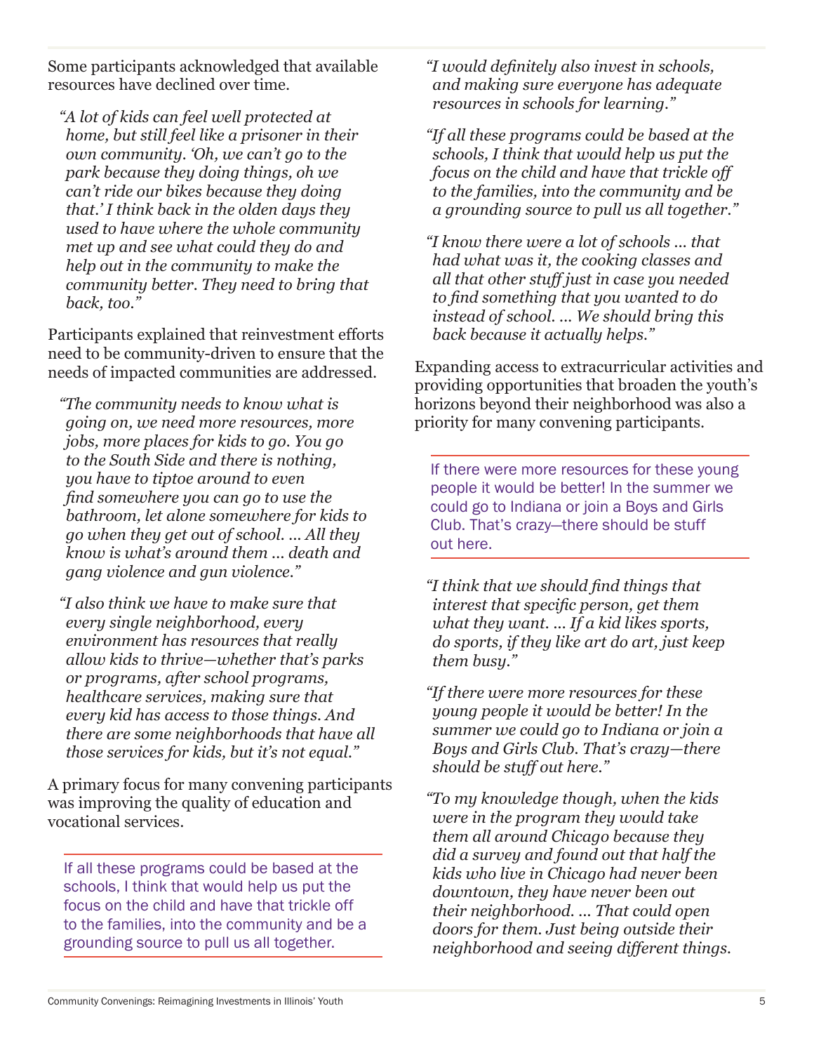Some participants acknowledged that available resources have declined over time.

> *"A lot of kids can feel well protected at home, but still feel like a prisoner in their own community. 'Oh, we can't go to the park because they doing things, oh we can't ride our bikes because they doing that.' I think back in the olden days they used to have where the whole community met up and see what could they do and help out in the community to make the community better. They need to bring that back, too."*

Participants explained that reinvestment efforts need to be community-driven to ensure that the needs of impacted communities are addressed.

> *"The community needs to know what is going on, we need more resources, more jobs, more places for kids to go. You go to the South Side and there is nothing, you have to tiptoe around to even find somewhere you can go to use the bathroom, let alone somewhere for kids to go when they get out of school. … All they know is what's around them … death and gang violence and gun violence."*

> *"I also think we have to make sure that every single neighborhood, every environment has resources that really allow kids to thrive—whether that's parks or programs, after school programs, healthcare services, making sure that every kid has access to those things. And there are some neighborhoods that have all those services for kids, but it's not equal."*

A primary focus for many convening participants was improving the quality of education and vocational services.

---

If all these programs could be based at the schools, I think that would help us put the focus on the child and have that trickle off to the families, into the community and be a grounding source to pull us all together.

---

> *"I would definitely also invest in schools, and making sure everyone has adequate resources in schools for learning."*

> *"If all these programs could be based at the schools, I think that would help us put the focus on the child and have that trickle off to the families, into the community and be a grounding source to pull us all together."*

> *"I know there were a lot of schools … that had what was it, the cooking classes and all that other stuff just in case you needed to find something that you wanted to do instead of school. … We should bring this back because it actually helps."*

Expanding access to extracurricular activities and providing opportunities that broaden the youth's horizons beyond their neighborhood was also a priority for many convening participants.

---

If there were more resources for these young people it would be better! In the summer we could go to Indiana or join a Boys and Girls Club. That's crazy—there should be stuff out here.

---

> *"I think that we should find things that interest that specific person, get them what they want. … If a kid likes sports, do sports, if they like art do art, just keep them busy."*

> *"If there were more resources for these young people it would be better! In the summer we could go to Indiana or join a Boys and Girls Club. That's crazy—there should be stuff out here."*

> *"To my knowledge though, when the kids were in the program they would take them all around Chicago because they did a survey and found out that half the kids who live in Chicago had never been downtown, they have never been out their neighborhood. … That could open doors for them. Just being outside their neighborhood and seeing different things.*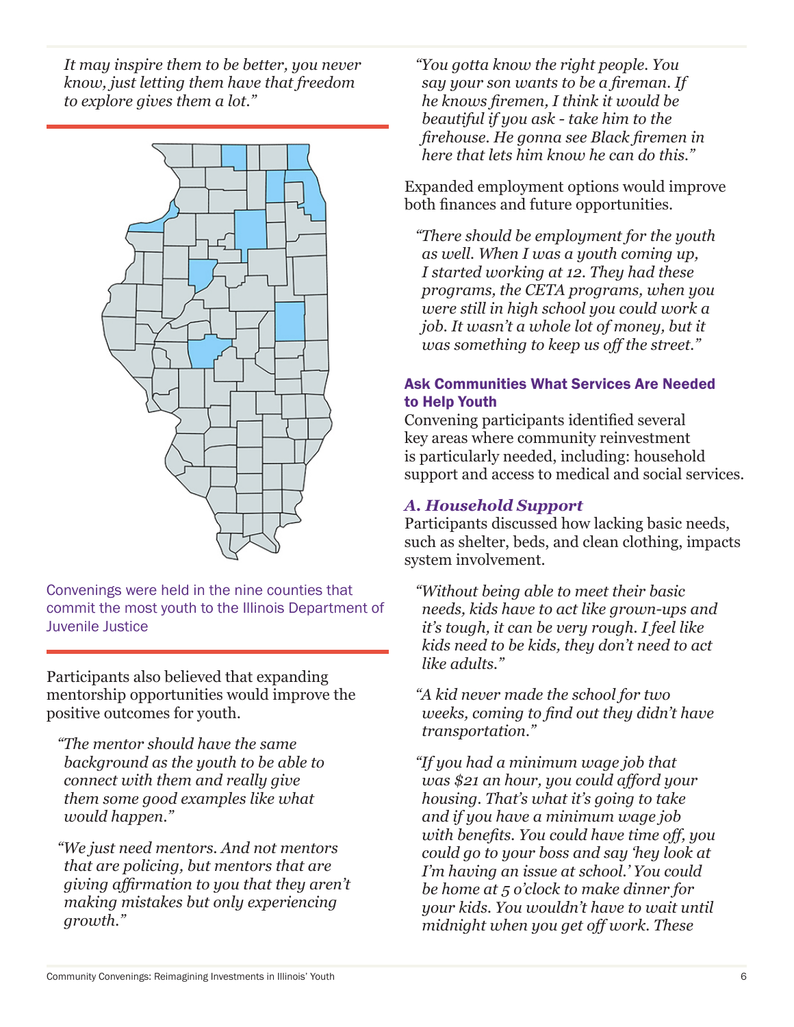*It may inspire them to be better, you never know, just letting them have that freedom to explore gives them a lot."*

Convenings were held in the nine counties that commit the most youth to the Illinois Department of Juvenile Justice

Participants also believed that expanding mentorship opportunities would improve the positive outcomes for youth.

> *"The mentor should have the same background as the youth to be able to connect with them and really give them some good examples like what would happen."*

> *"We just need mentors. And not mentors that are policing, but mentors that are giving affirmation to you that they aren't making mistakes but only experiencing growth."*

> *"You gotta know the right people. You say your son wants to be a fireman. If he knows firemen, I think it would be beautiful if you ask - take him to the firehouse. He gonna see Black firemen in here that lets him know he can do this."*

Expanded employment options would improve both finances and future opportunities.

> *"There should be employment for the youth as well. When I was a youth coming up, I started working at 12. They had these programs, the CETA programs, when you were still in high school you could work a job. It wasn't a whole lot of money, but it was something to keep us off the street."*

## Ask Communities What Services Are Needed to Help Youth

Convening participants identified several key areas where community reinvestment is particularly needed, including: household support and access to medical and social services.

### *A. Household Support*

Participants discussed how lacking basic needs, such as shelter, beds, and clean clothing, impacts system involvement.

> *"Without being able to meet their basic needs, kids have to act like grown-ups and it's tough, it can be very rough. I feel like kids need to be kids, they don't need to act like adults."*

> *"A kid never made the school for two weeks, coming to find out they didn't have transportation."*

> *"If you had a minimum wage job that was $21 an hour, you could afford your housing. That's what it's going to take and if you have a minimum wage job with benefits. You could have time off, you could go to your boss and say 'hey look at I'm having an issue at school.' You could be home at 5 o'clock to make dinner for your kids. You wouldn't have to wait until midnight when you get off work. These*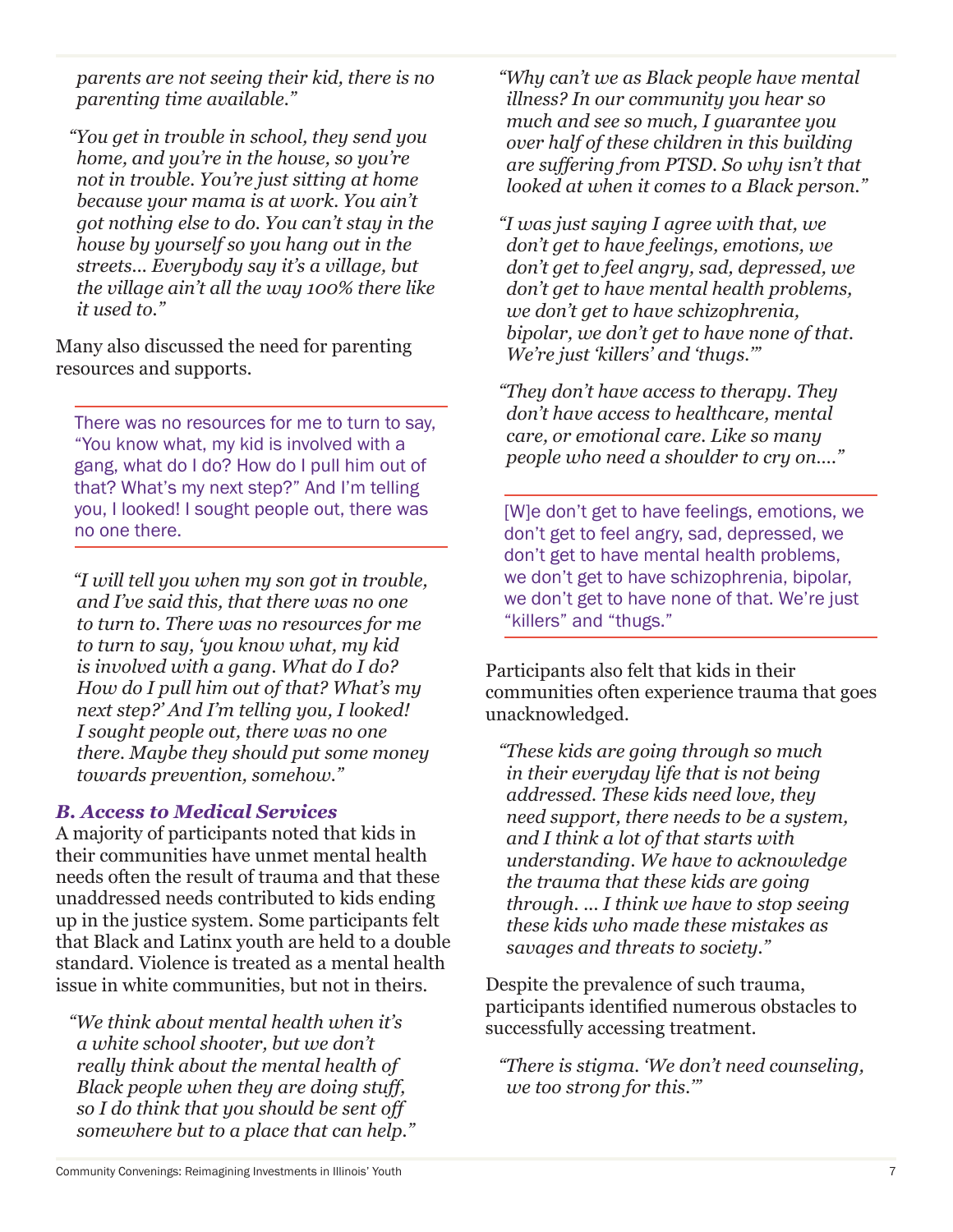*parents are not seeing their kid, there is no parenting time available."*

*"You get in trouble in school, they send you home, and you're in the house, so you're not in trouble. You're just sitting at home because your mama is at work. You ain't got nothing else to do. You can't stay in the house by yourself so you hang out in the streets... Everybody say it's a village, but the village ain't all the way 100% there like it used to."*

Many also discussed the need for parenting resources and supports.

> There was no resources for me to turn to say, "You know what, my kid is involved with a gang, what do I do? How do I pull him out of that? What's my next step?" And I'm telling you, I looked! I sought people out, there was no one there.

*"I will tell you when my son got in trouble, and I've said this, that there was no one to turn to. There was no resources for me to turn to say, 'you know what, my kid is involved with a gang. What do I do? How do I pull him out of that? What's my next step?' And I'm telling you, I looked! I sought people out, there was no one there. Maybe they should put some money towards prevention, somehow."*

### *B. Access to Medical Services*

A majority of participants noted that kids in their communities have unmet mental health needs often the result of trauma and that these unaddressed needs contributed to kids ending up in the justice system. Some participants felt that Black and Latinx youth are held to a double standard. Violence is treated as a mental health issue in white communities, but not in theirs.

*"We think about mental health when it's a white school shooter, but we don't really think about the mental health of Black people when they are doing stuff, so I do think that you should be sent off somewhere but to a place that can help."*

*"Why can't we as Black people have mental illness? In our community you hear so much and see so much, I guarantee you over half of these children in this building are suffering from PTSD. So why isn't that looked at when it comes to a Black person."*

*"I was just saying I agree with that, we don't get to have feelings, emotions, we don't get to feel angry, sad, depressed, we don't get to have mental health problems, we don't get to have schizophrenia, bipolar, we don't get to have none of that. We're just 'killers' and 'thugs.'"*

*"They don't have access to therapy. They don't have access to healthcare, mental care, or emotional care. Like so many people who need a shoulder to cry on...."*

> [W]e don't get to have feelings, emotions, we don't get to feel angry, sad, depressed, we don't get to have mental health problems, we don't get to have schizophrenia, bipolar, we don't get to have none of that. We're just "killers" and "thugs."

Participants also felt that kids in their communities often experience trauma that goes unacknowledged.

*"These kids are going through so much in their everyday life that is not being addressed. These kids need love, they need support, there needs to be a system, and I think a lot of that starts with understanding. We have to acknowledge the trauma that these kids are going through. ... I think we have to stop seeing these kids who made these mistakes as savages and threats to society."*

Despite the prevalence of such trauma, participants identified numerous obstacles to successfully accessing treatment.

*"There is stigma. 'We don't need counseling, we too strong for this.'"*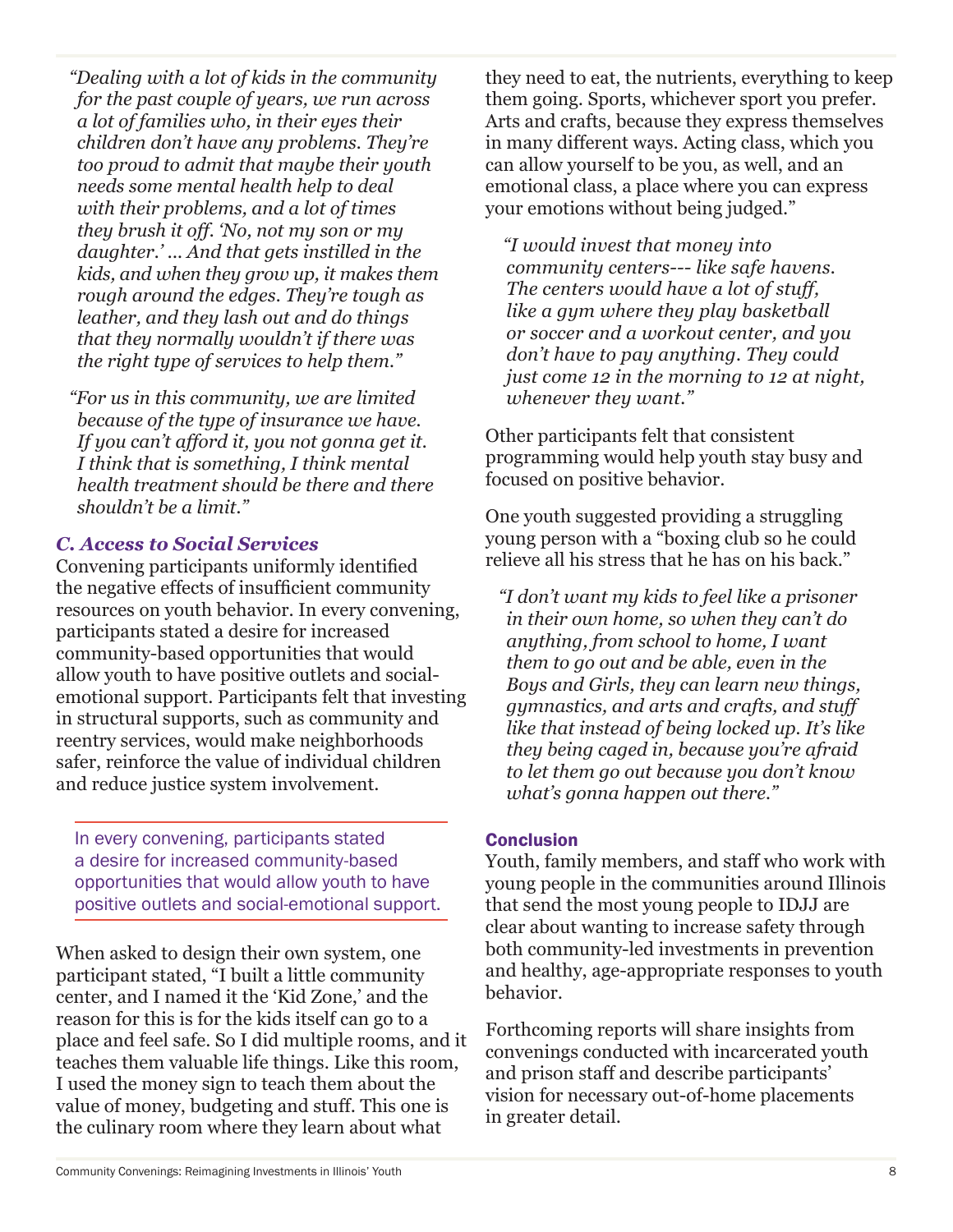*"Dealing with a lot of kids in the community for the past couple of years, we run across a lot of families who, in their eyes their children don't have any problems. They're too proud to admit that maybe their youth needs some mental health help to deal with their problems, and a lot of times they brush it off. 'No, not my son or my daughter.' ... And that gets instilled in the kids, and when they grow up, it makes them rough around the edges. They're tough as leather, and they lash out and do things that they normally wouldn't if there was the right type of services to help them."*

*"For us in this community, we are limited because of the type of insurance we have. If you can't afford it, you not gonna get it. I think that is something, I think mental health treatment should be there and there shouldn't be a limit."*

### *C. Access to Social Services*

Convening participants uniformly identified the negative effects of insufficient community resources on youth behavior. In every convening, participants stated a desire for increased community-based opportunities that would allow youth to have positive outlets and social-emotional support. Participants felt that investing in structural supports, such as community and reentry services, would make neighborhoods safer, reinforce the value of individual children and reduce justice system involvement.

> In every convening, participants stated a desire for increased community-based opportunities that would allow youth to have positive outlets and social-emotional support.

When asked to design their own system, one participant stated, "I built a little community center, and I named it the 'Kid Zone,' and the reason for this is for the kids itself can go to a place and feel safe. So I did multiple rooms, and it teaches them valuable life things. Like this room, I used the money sign to teach them about the value of money, budgeting and stuff. This one is the culinary room where they learn about what they need to eat, the nutrients, everything to keep them going. Sports, whichever sport you prefer. Arts and crafts, because they express themselves in many different ways. Acting class, which you can allow yourself to be you, as well, and an emotional class, a place where you can express your emotions without being judged."

*"I would invest that money into community centers--- like safe havens. The centers would have a lot of stuff, like a gym where they play basketball or soccer and a workout center, and you don't have to pay anything. They could just come 12 in the morning to 12 at night, whenever they want."*

Other participants felt that consistent programming would help youth stay busy and focused on positive behavior.

One youth suggested providing a struggling young person with a "boxing club so he could relieve all his stress that he has on his back."

*"I don't want my kids to feel like a prisoner in their own home, so when they can't do anything, from school to home, I want them to go out and be able, even in the Boys and Girls, they can learn new things, gymnastics, and arts and crafts, and stuff like that instead of being locked up. It's like they being caged in, because you're afraid to let them go out because you don't know what's gonna happen out there."*

### Conclusion

Youth, family members, and staff who work with young people in the communities around Illinois that send the most young people to IDJJ are clear about wanting to increase safety through both community-led investments in prevention and healthy, age-appropriate responses to youth behavior.

Forthcoming reports will share insights from convenings conducted with incarcerated youth and prison staff and describe participants' vision for necessary out-of-home placements in greater detail.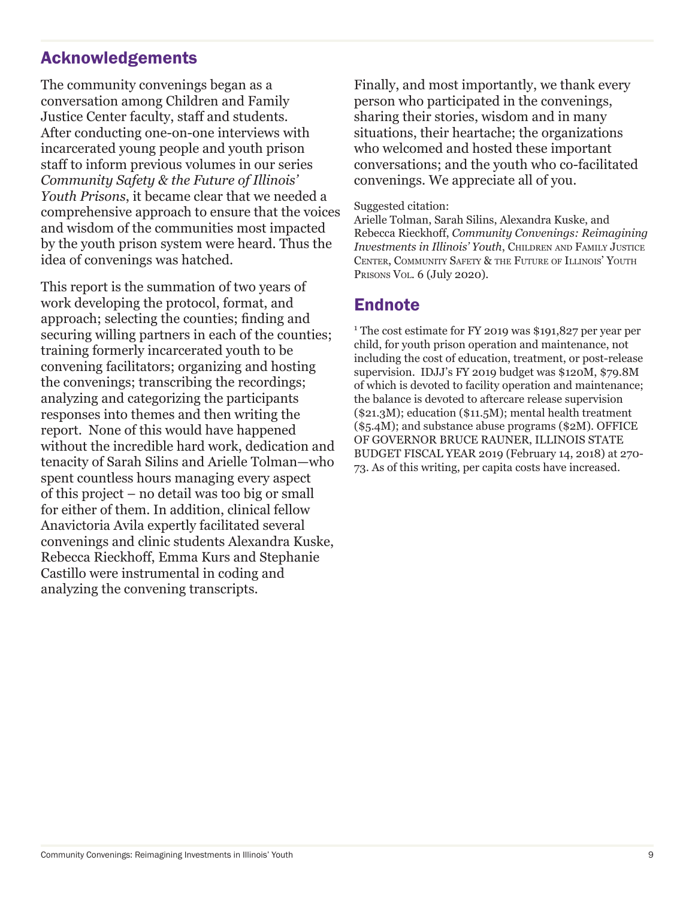## Acknowledgements

The community convenings began as a conversation among Children and Family Justice Center faculty, staff and students. After conducting one-on-one interviews with incarcerated young people and youth prison staff to inform previous volumes in our series *Community Safety & the Future of Illinois' Youth Prisons*, it became clear that we needed a comprehensive approach to ensure that the voices and wisdom of the communities most impacted by the youth prison system were heard. Thus the idea of convenings was hatched.

This report is the summation of two years of work developing the protocol, format, and approach; selecting the counties; finding and securing willing partners in each of the counties; training formerly incarcerated youth to be convening facilitators; organizing and hosting the convenings; transcribing the recordings; analyzing and categorizing the participants responses into themes and then writing the report. None of this would have happened without the incredible hard work, dedication and tenacity of Sarah Silins and Arielle Tolman—who spent countless hours managing every aspect of this project – no detail was too big or small for either of them. In addition, clinical fellow Anavictoria Avila expertly facilitated several convenings and clinic students Alexandra Kuske, Rebecca Rieckhoff, Emma Kurs and Stephanie Castillo were instrumental in coding and analyzing the convening transcripts.

Finally, and most importantly, we thank every person who participated in the convenings, sharing their stories, wisdom and in many situations, their heartache; the organizations who welcomed and hosted these important conversations; and the youth who co-facilitated convenings. We appreciate all of you.

Suggested citation:
Arielle Tolman, Sarah Silins, Alexandra Kuske, and Rebecca Rieckhoff, *Community Convenings: Reimagining Investments in Illinois' Youth*, Children and Family Justice Center, Community Safety & the Future of Illinois' Youth Prisons Vol. 6 (July 2020).

## Endnote

[1] The cost estimate for FY 2019 was $191,827 per year per child, for youth prison operation and maintenance, not including the cost of education, treatment, or post-release supervision. IDJJ's FY 2019 budget was $120M, $79.8M of which is devoted to facility operation and maintenance; the balance is devoted to aftercare release supervision ($21.3M); education ($11.5M); mental health treatment ($5.4M); and substance abuse programs ($2M). OFFICE OF GOVERNOR BRUCE RAUNER, ILLINOIS STATE BUDGET FISCAL YEAR 2019 (February 14, 2018) at 270-73. As of this writing, per capita costs have increased.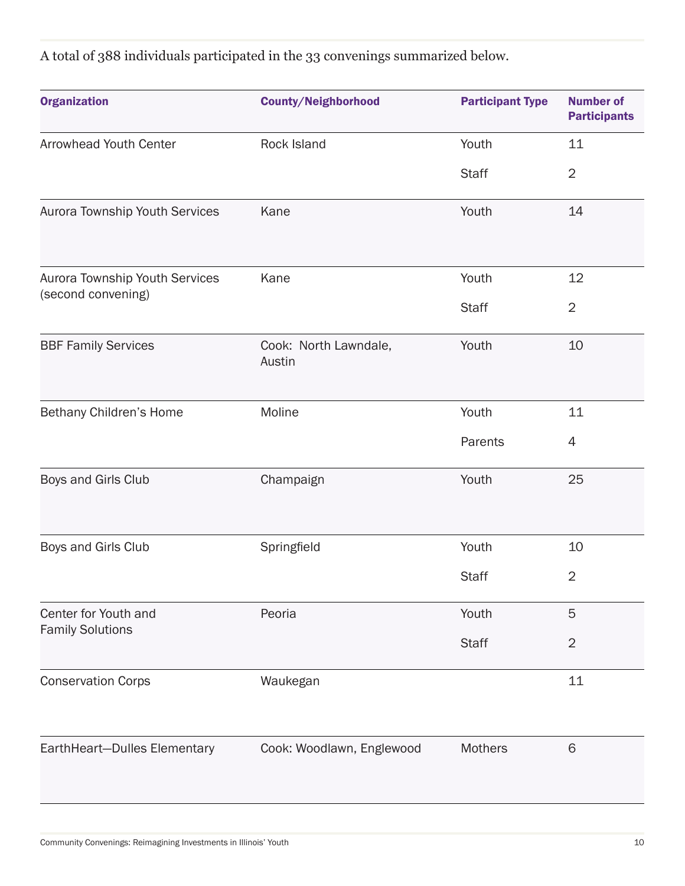A total of 388 individuals participated in the 33 convenings summarized below.

| Organization | County/Neighborhood | Participant Type | Number of Participants |
| --- | --- | --- | --- |
| Arrowhead Youth Center | Rock Island | Youth | 11 |
| | | Staff | 2 |
| Aurora Township Youth Services | Kane | Youth | 14 |
| Aurora Township Youth Services (second convening) | Kane | Youth | 12 |
| | | Staff | 2 |
| BBF Family Services | Cook: North Lawndale, Austin | Youth | 10 |
| Bethany Children's Home | Moline | Youth | 11 |
| | | Parents | 4 |
| Boys and Girls Club | Champaign | Youth | 25 |
| Boys and Girls Club | Springfield | Youth | 10 |
| | | Staff | 2 |
| Center for Youth and Family Solutions | Peoria | Youth | 5 |
| | | Staff | 2 |
| Conservation Corps | Waukegan | | 11 |
| EarthHeart—Dulles Elementary | Cook: Woodlawn, Englewood | Mothers | 6 |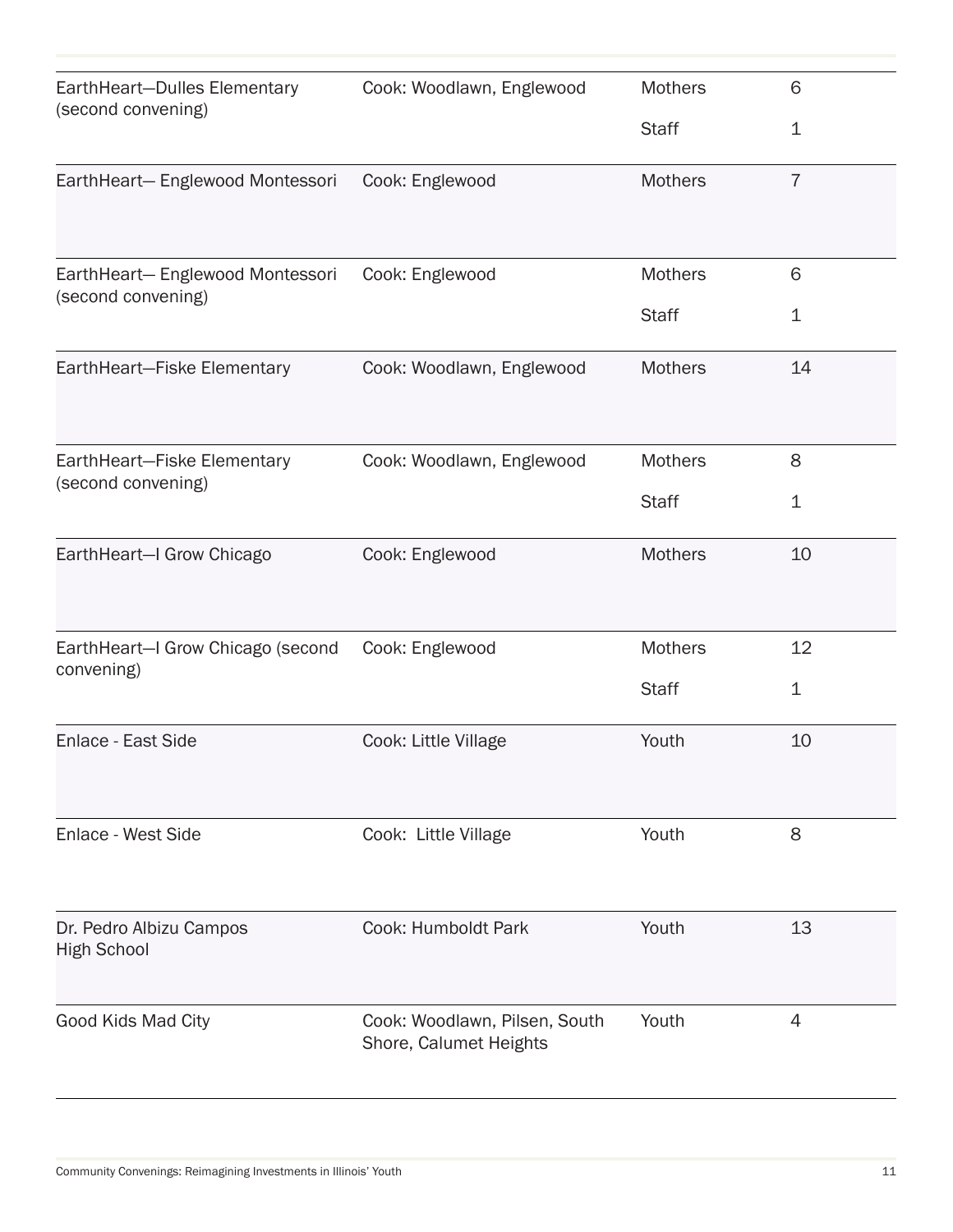| | | | |
|---|---|---|---|
| EarthHeart—Dulles Elementary (second convening) | Cook: Woodlawn, Englewood | Mothers | 6 |
| | | Staff | 1 |
| EarthHeart— Englewood Montessori | Cook: Englewood | Mothers | 7 |
| EarthHeart— Englewood Montessori (second convening) | Cook: Englewood | Mothers | 6 |
| | | Staff | 1 |
| EarthHeart—Fiske Elementary | Cook: Woodlawn, Englewood | Mothers | 14 |
| EarthHeart—Fiske Elementary (second convening) | Cook: Woodlawn, Englewood | Mothers | 8 |
| | | Staff | 1 |
| EarthHeart—I Grow Chicago | Cook: Englewood | Mothers | 10 |
| EarthHeart—I Grow Chicago (second convening) | Cook: Englewood | Mothers | 12 |
| | | Staff | 1 |
| Enlace - East Side | Cook: Little Village | Youth | 10 |
| Enlace - West Side | Cook: Little Village | Youth | 8 |
| Dr. Pedro Albizu Campos High School | Cook: Humboldt Park | Youth | 13 |
| Good Kids Mad City | Cook: Woodlawn, Pilsen, South Shore, Calumet Heights | Youth | 4 |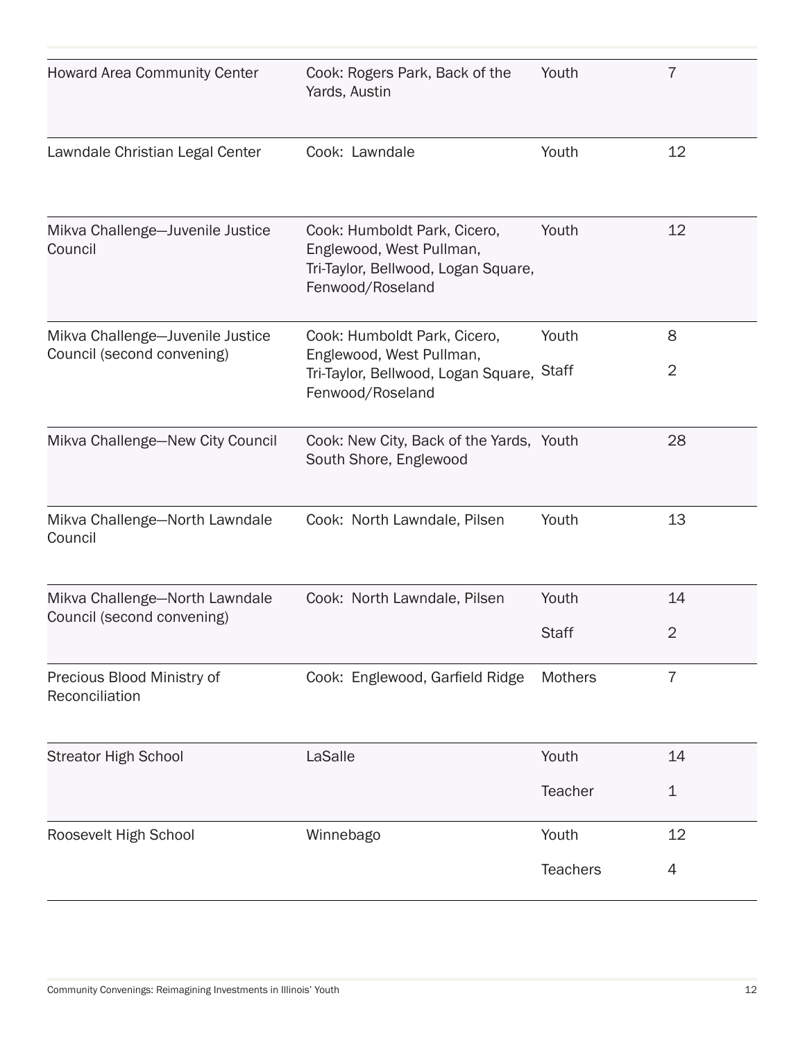| | | | |
|---|---|---|---|
| Howard Area Community Center | Cook: Rogers Park, Back of the Yards, Austin | Youth | 7 |
| Lawndale Christian Legal Center | Cook: Lawndale | Youth | 12 |
| Mikva Challenge—Juvenile Justice Council | Cook: Humboldt Park, Cicero, Englewood, West Pullman, Tri-Taylor, Bellwood, Logan Square, Fenwood/Roseland | Youth | 12 |
| Mikva Challenge—Juvenile Justice Council (second convening) | Cook: Humboldt Park, Cicero, Englewood, West Pullman, Tri-Taylor, Bellwood, Logan Square, Fenwood/Roseland | Youth<br>Staff | 8<br>2 |
| Mikva Challenge—New City Council | Cook: New City, Back of the Yards, South Shore, Englewood | Youth | 28 |
| Mikva Challenge—North Lawndale Council | Cook: North Lawndale, Pilsen | Youth | 13 |
| Mikva Challenge—North Lawndale Council (second convening) | Cook: North Lawndale, Pilsen | Youth<br>Staff | 14<br>2 |
| Precious Blood Ministry of Reconciliation | Cook: Englewood, Garfield Ridge | Mothers | 7 |
| Streator High School | LaSalle | Youth<br>Teacher | 14<br>1 |
| Roosevelt High School | Winnebago | Youth<br>Teachers | 12<br>4 |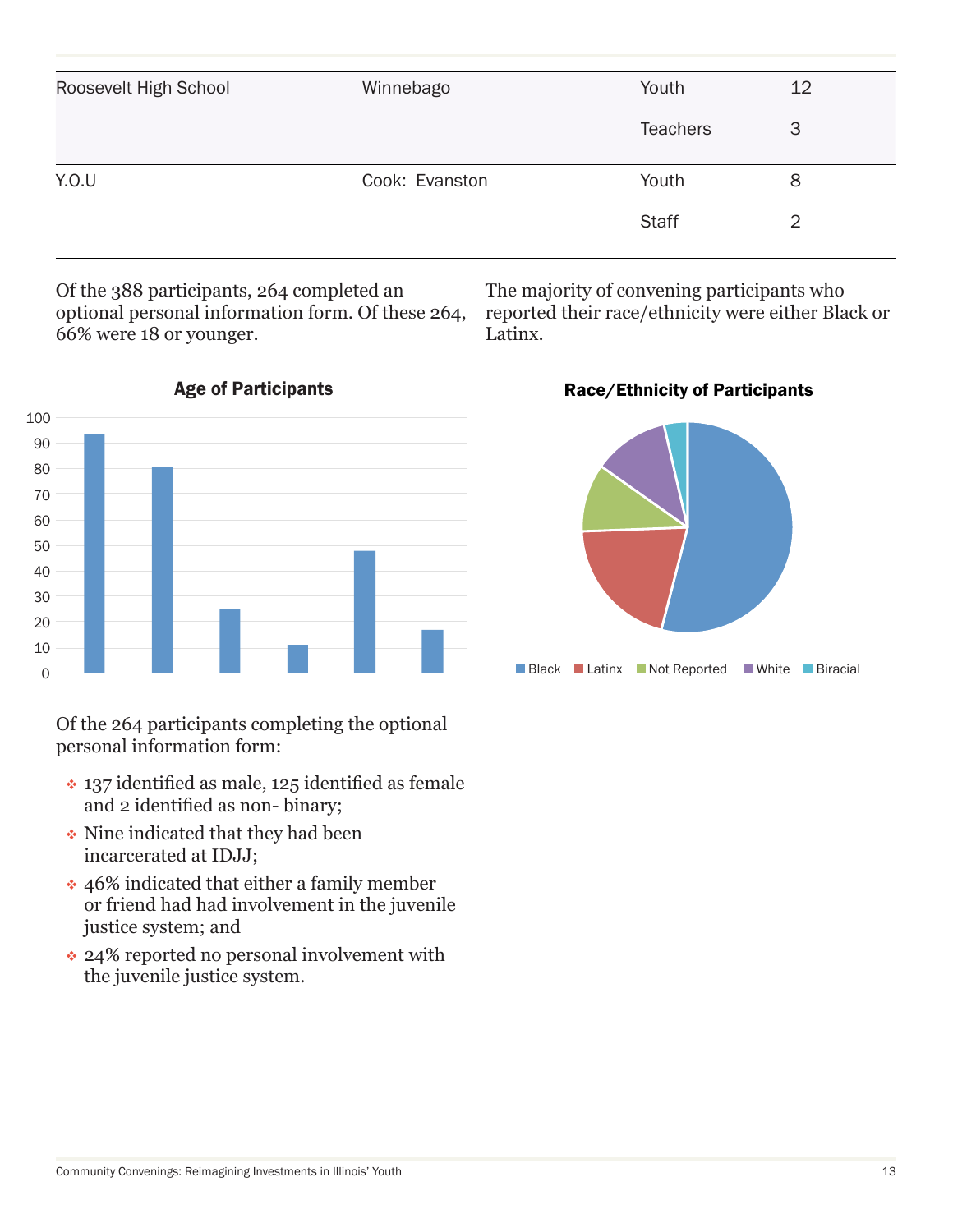| | | | |
|---|---|---|---|
| Roosevelt High School | Winnebago | Youth | 12 |
| | | Teachers | 3 |
| Y.O.U | Cook: Evanston | Youth | 8 |
| | | Staff | 2 |

Of the 388 participants, 264 completed an optional personal information form. Of these 264, 66% were 18 or younger.

**Age of Participants**

100
90
80
70
60
50
40
30
20
10
0

Of the 264 participants completing the optional personal information form:

- 137 identified as male, 125 identified as female and 2 identified as non- binary;
- Nine indicated that they had been incarcerated at IDJJ;
- 46% indicated that either a family member or friend had had involvement in the juvenile justice system; and
- 24% reported no personal involvement with the juvenile justice system.

The majority of convening participants who reported their race/ethnicity were either Black or Latinx.

**Race/Ethnicity of Participants**

Black
Latinx
Not Reported
White
Biracial